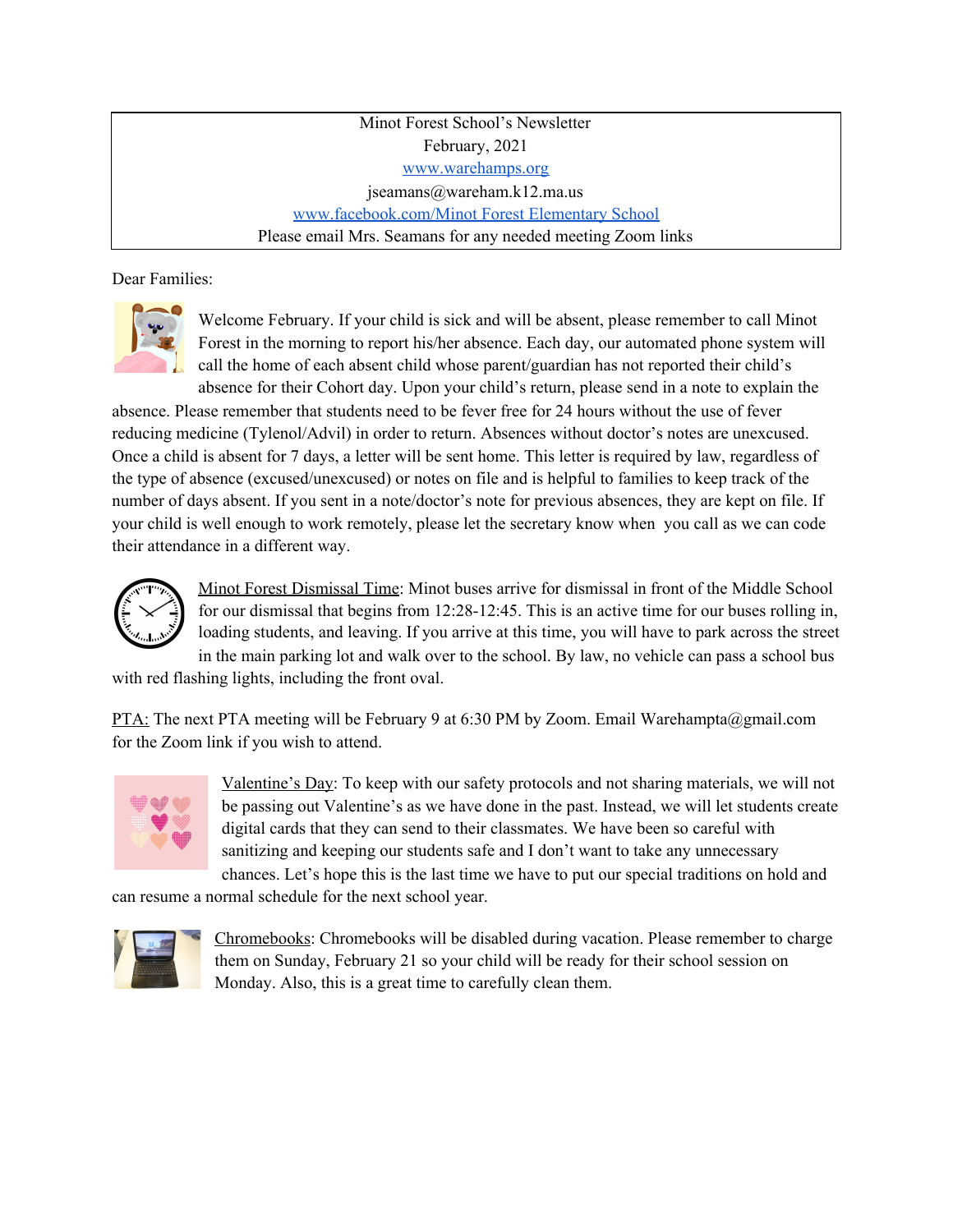Minot Forest School's Newsletter
February, 2021
[www.warehamps.org](http://www.warehamps.org)
jseamans@wareham.k12.ma.us
[www.facebook.com/Minot Forest Elementary School](http://www.facebook.com/Minot Forest Elementary School)
Please email Mrs. Seamans for any needed meeting Zoom links

Dear Families:

Welcome February. If your child is sick and will be absent, please remember to call Minot Forest in the morning to report his/her absence. Each day, our automated phone system will call the home of each absent child whose parent/guardian has not reported their child's absence for their Cohort day. Upon your child's return, please send in a note to explain the absence. Please remember that students need to be fever free for 24 hours without the use of fever reducing medicine (Tylenol/Advil) in order to return. Absences without doctor's notes are unexcused. Once a child is absent for 7 days, a letter will be sent home. This letter is required by law, regardless of the type of absence (excused/unexcused) or notes on file and is helpful to families to keep track of the number of days absent. If you sent in a note/doctor's note for previous absences, they are kept on file. If your child is well enough to work remotely, please let the secretary know when you call as we can code their attendance in a different way.

Minot Forest Dismissal Time: Minot buses arrive for dismissal in front of the Middle School for our dismissal that begins from 12:28-12:45. This is an active time for our buses rolling in, loading students, and leaving. If you arrive at this time, you will have to park across the street in the main parking lot and walk over to the school. By law, no vehicle can pass a school bus with red flashing lights, including the front oval.

PTA: The next PTA meeting will be February 9 at 6:30 PM by Zoom. Email Warehampta@gmail.com for the Zoom link if you wish to attend.

Valentine's Day: To keep with our safety protocols and not sharing materials, we will not be passing out Valentine's as we have done in the past. Instead, we will let students create digital cards that they can send to their classmates. We have been so careful with sanitizing and keeping our students safe and I don't want to take any unnecessary chances. Let's hope this is the last time we have to put our special traditions on hold and can resume a normal schedule for the next school year.

Chromebooks: Chromebooks will be disabled during vacation. Please remember to charge them on Sunday, February 21 so your child will be ready for their school session on Monday. Also, this is a great time to carefully clean them.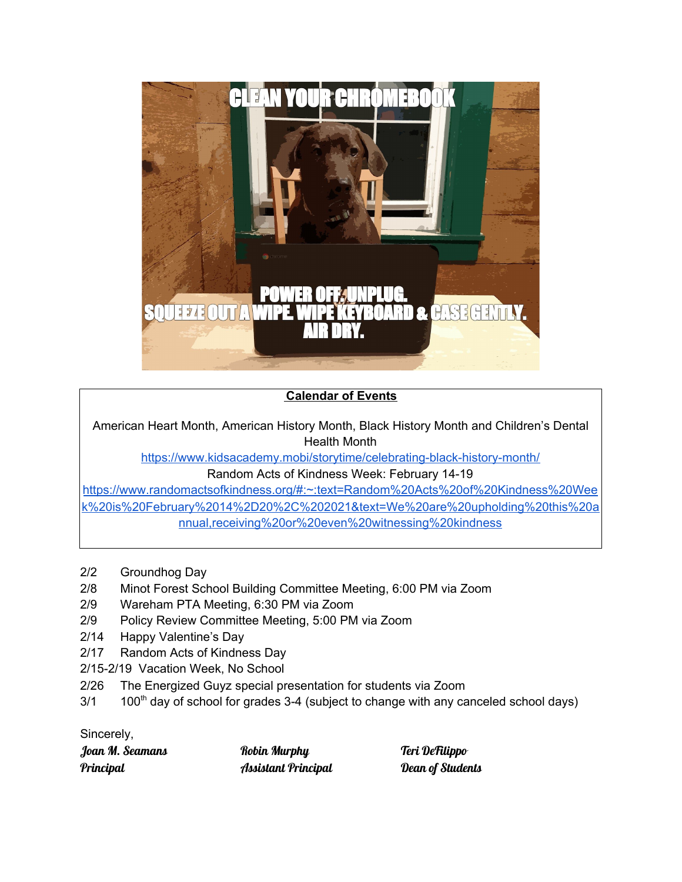CLEAN YOUR CHROMEBOOK

POWER OFF, UNPLUG.
SQUEEZE OUT A WIPE. WIPE KEYBOARD & CASE GENTLY.
AIR DRY.

**Calendar of Events**

American Heart Month, American History Month, Black History Month and Children's Dental Health Month

https://www.kidsacademy.mobi/storytime/celebrating-black-history-month/

Random Acts of Kindness Week: February 14-19

https://www.randomactsofkindness.org/#:~:text=Random%20Acts%20of%20Kindness%20Week%20is%20February%2014%2D20%2C%202021&text=We%20are%20upholding%20this%20annual,receiving%20or%20even%20witnessing%20kindness

- 2/2 Groundhog Day
- 2/8 Minot Forest School Building Committee Meeting, 6:00 PM via Zoom
- 2/9 Wareham PTA Meeting, 6:30 PM via Zoom
- 2/9 Policy Review Committee Meeting, 5:00 PM via Zoom
- 2/14 Happy Valentine's Day
- 2/17 Random Acts of Kindness Day
- 2/15-2/19 Vacation Week, No School
- 2/26 The Energized Guyz special presentation for students via Zoom
- 3/1 100th day of school for grades 3-4 (subject to change with any canceled school days)

Sincerely,

*Joan M. Seamans*
*Principal*

*Robin Murphy*
*Assistant Principal*

*Teri DeFilippo*
*Dean of Students*